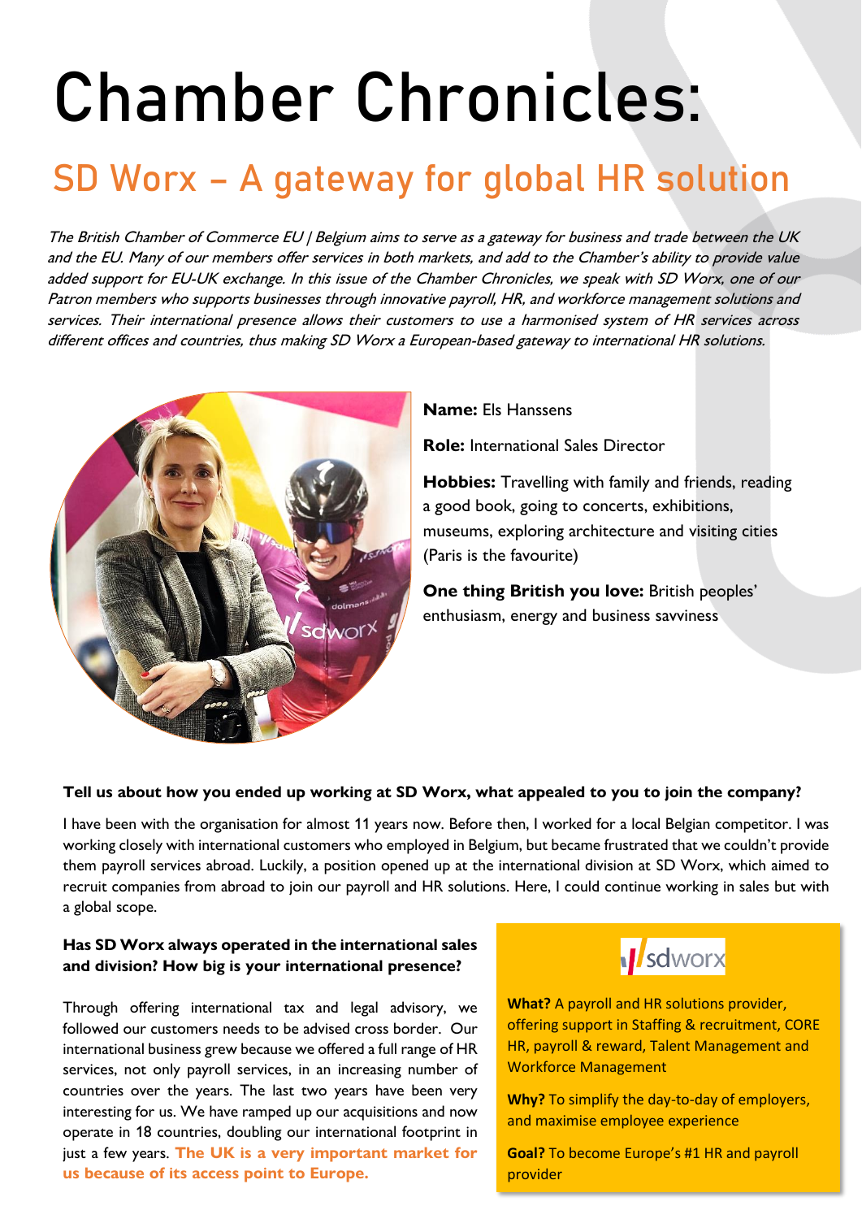# Chamber Chronicles:

## SD Worx – A gateway for global HR solution

*The British Chamber of Commerce EU | Belgium aims to serve as a gateway for business and trade between the UK and the EU. Many of our members offer services in both markets, and add to the Chamber's ability to provide value added support for EU-UK exchange. In this issue of the Chamber Chronicles, we speak with SD Worx, one of our Patron members who supports businesses through innovative payroll, HR, and workforce management solutions and services. Their international presence allows their customers to use a harmonised system of HR services across different offices and countries, thus making SD Worx a European-based gateway to international HR solutions.*

**Name:** Els Hanssens

**Role:** International Sales Director

**Hobbies:** Travelling with family and friends, reading a good book, going to concerts, exhibitions, museums, exploring architecture and visiting cities (Paris is the favourite)

**One thing British you love:** British peoples' enthusiasm, energy and business savviness

**Tell us about how you ended up working at SD Worx, what appealed to you to join the company?**

I have been with the organisation for almost 11 years now. Before then, I worked for a local Belgian competitor. I was working closely with international customers who employed in Belgium, but became frustrated that we couldn't provide them payroll services abroad. Luckily, a position opened up at the international division at SD Worx, which aimed to recruit companies from abroad to join our payroll and HR solutions. Here, I could continue working in sales but with a global scope.

**Has SD Worx always operated in the international sales and division? How big is your international presence?**

Through offering international tax and legal advisory, we followed our customers needs to be advised cross border. Our international business grew because we offered a full range of HR services, not only payroll services, in an increasing number of countries over the years. The last two years have been very interesting for us. We have ramped up our acquisitions and now operate in 18 countries, doubling our international footprint in just a few years. **The UK is a very important market for us because of its access point to Europe.**

sdworx

**What?** A payroll and HR solutions provider, offering support in Staffing & recruitment, CORE HR, payroll & reward, Talent Management and Workforce Management

**Why?** To simplify the day-to-day of employers, and maximise employee experience

**Goal?** To become Europe's #1 HR and payroll provider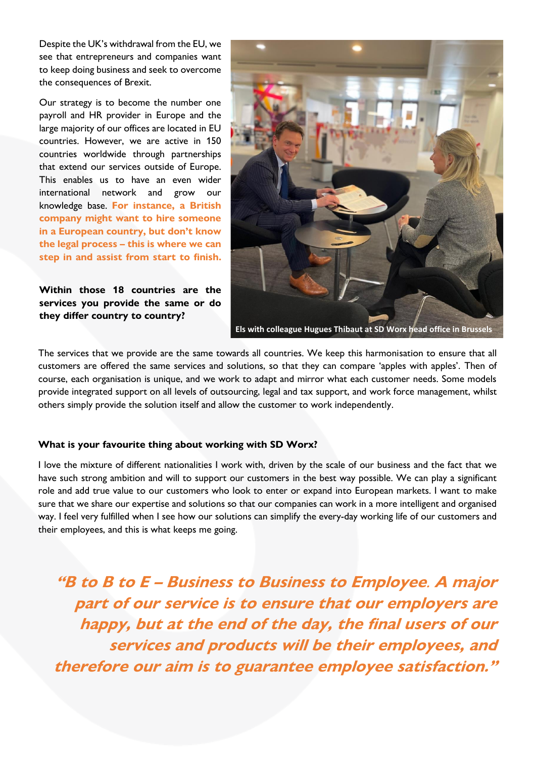Despite the UK's withdrawal from the EU, we see that entrepreneurs and companies want to keep doing business and seek to overcome the consequences of Brexit.

Our strategy is to become the number one payroll and HR provider in Europe and the large majority of our offices are located in EU countries. However, we are active in 150 countries worldwide through partnerships that extend our services outside of Europe. This enables us to have an even wider international network and grow our knowledge base. **For instance, a British company might want to hire someone in a European country, but don't know the legal process – this is where we can step in and assist from start to finish.**

**Within those 18 countries are the services you provide the same or do they differ country to country?**

Els with colleague Hugues Thibaut at SD Worx head office in Brussels

The services that we provide are the same towards all countries. We keep this harmonisation to ensure that all customers are offered the same services and solutions, so that they can compare 'apples with apples'. Then of course, each organisation is unique, and we work to adapt and mirror what each customer needs. Some models provide integrated support on all levels of outsourcing, legal and tax support, and work force management, whilst others simply provide the solution itself and allow the customer to work independently.

**What is your favourite thing about working with SD Worx?**

I love the mixture of different nationalities I work with, driven by the scale of our business and the fact that we have such strong ambition and will to support our customers in the best way possible. We can play a significant role and add true value to our customers who look to enter or expand into European markets. I want to make sure that we share our expertise and solutions so that our companies can work in a more intelligent and organised way. I feel very fulfilled when I see how our solutions can simplify the every-day working life of our customers and their employees, and this is what keeps me going.

***"B to B to E – Business to Business to Employee. A major part of our service is to ensure that our employers are happy, but at the end of the day, the final users of our services and products will be their employees, and therefore our aim is to guarantee employee satisfaction."***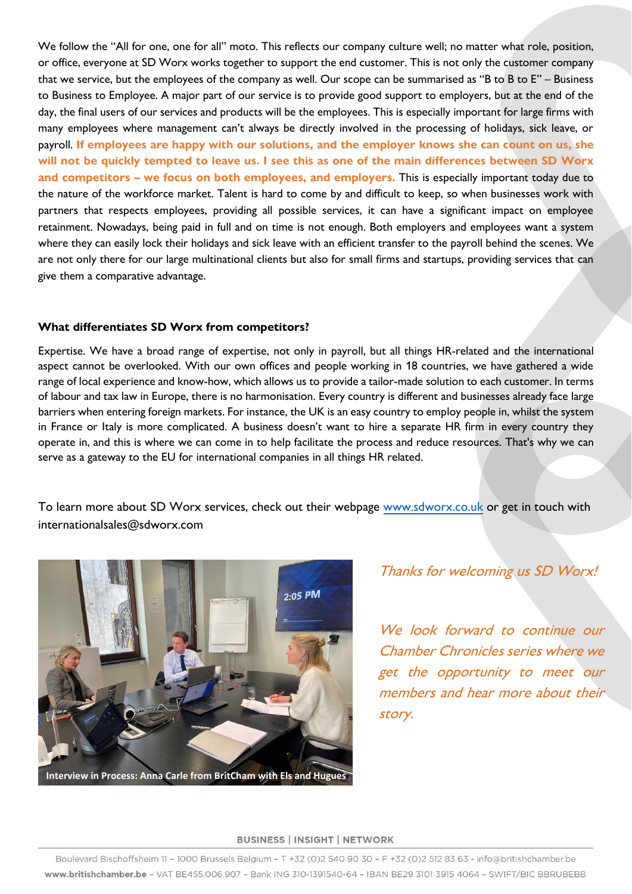We follow the "All for one, one for all" moto. This reflects our company culture well; no matter what role, position, or office, everyone at SD Worx works together to support the end customer. This is not only the customer company that we service, but the employees of the company as well. Our scope can be summarised as "B to B to E" – Business to Business to Employee. A major part of our service is to provide good support to employers, but at the end of the day, the final users of our services and products will be the employees. This is especially important for large firms with many employees where management can't always be directly involved in the processing of holidays, sick leave, or payroll. **If employees are happy with our solutions, and the employer knows she can count on us, she will not be quickly tempted to leave us. I see this as one of the main differences between SD Worx and competitors – we focus on both employees, and employers.** This is especially important today due to the nature of the workforce market. Talent is hard to come by and difficult to keep, so when businesses work with partners that respects employees, providing all possible services, it can have a significant impact on employee retainment. Nowadays, being paid in full and on time is not enough. Both employers and employees want a system where they can easily lock their holidays and sick leave with an efficient transfer to the payroll behind the scenes. We are not only there for our large multinational clients but also for small firms and startups, providing services that can give them a comparative advantage.

**What differentiates SD Worx from competitors?**

Expertise. We have a broad range of expertise, not only in payroll, but all things HR-related and the international aspect cannot be overlooked. With our own offices and people working in 18 countries, we have gathered a wide range of local experience and know-how, which allows us to provide a tailor-made solution to each customer. In terms of labour and tax law in Europe, there is no harmonisation. Every country is different and businesses already face large barriers when entering foreign markets. For instance, the UK is an easy country to employ people in, whilst the system in France or Italy is more complicated. A business doesn't want to hire a separate HR firm in every country they operate in, and this is where we can come in to help facilitate the process and reduce resources. That's why we can serve as a gateway to the EU for international companies in all things HR related.

To learn more about SD Worx services, check out their webpage www.sdworx.co.uk or get in touch with internationalsales@sdworx.com

**Interview in Process: Anna Carle from BritCham with Els and Hugues**

*Thanks for welcoming us SD Worx!*

*We look forward to continue our Chamber Chronicles series where we get the opportunity to meet our members and hear more about their story.*